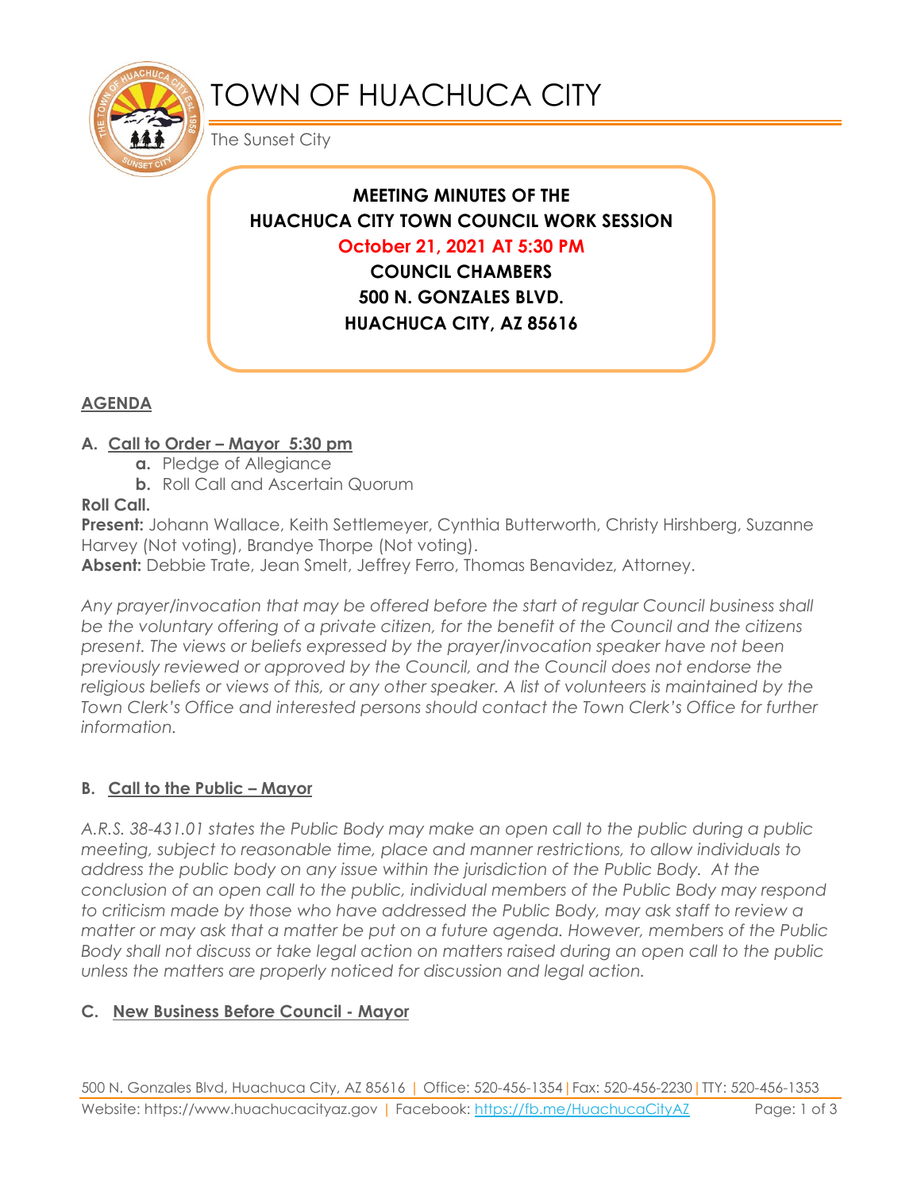# TOWN OF HUACHUCA CITY

The Sunset City

**MEETING MINUTES OF THE**
**HUACHUCA CITY TOWN COUNCIL WORK SESSION**
**October 21, 2021 AT 5:30 PM**
**COUNCIL CHAMBERS**
**500 N. GONZALES BLVD.**
**HUACHUCA CITY, AZ 85616**

## AGENDA

**A. Call to Order – Mayor 5:30 pm**

- **a.** Pledge of Allegiance
- **b.** Roll Call and Ascertain Quorum

**Roll Call.**

**Present:** Johann Wallace, Keith Settlemeyer, Cynthia Butterworth, Christy Hirshberg, Suzanne Harvey (Not voting), Brandye Thorpe (Not voting).

**Absent:** Debbie Trate, Jean Smelt, Jeffrey Ferro, Thomas Benavidez, Attorney.

*Any prayer/invocation that may be offered before the start of regular Council business shall be the voluntary offering of a private citizen, for the benefit of the Council and the citizens present. The views or beliefs expressed by the prayer/invocation speaker have not been previously reviewed or approved by the Council, and the Council does not endorse the religious beliefs or views of this, or any other speaker. A list of volunteers is maintained by the Town Clerk's Office and interested persons should contact the Town Clerk's Office for further information.*

**B. Call to the Public – Mayor**

*A.R.S. 38-431.01 states the Public Body may make an open call to the public during a public meeting, subject to reasonable time, place and manner restrictions, to allow individuals to address the public body on any issue within the jurisdiction of the Public Body. At the conclusion of an open call to the public, individual members of the Public Body may respond to criticism made by those who have addressed the Public Body, may ask staff to review a matter or may ask that a matter be put on a future agenda. However, members of the Public Body shall not discuss or take legal action on matters raised during an open call to the public unless the matters are properly noticed for discussion and legal action.*

**C. New Business Before Council - Mayor**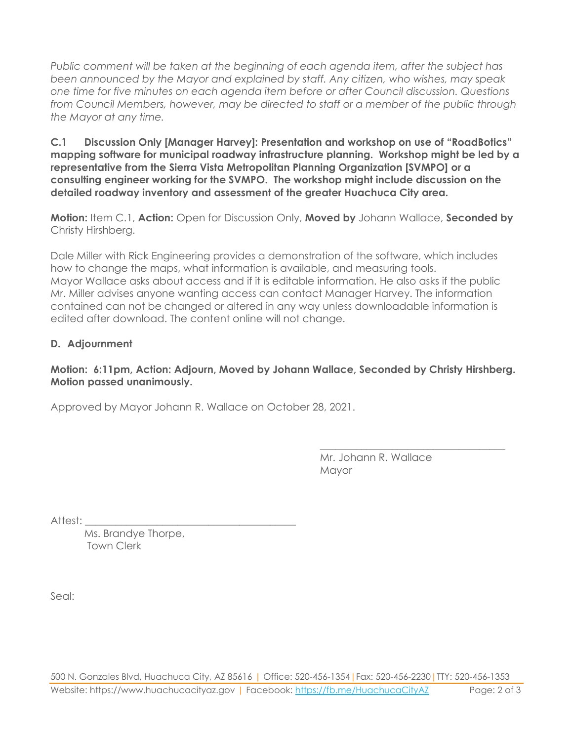*Public comment will be taken at the beginning of each agenda item, after the subject has been announced by the Mayor and explained by staff. Any citizen, who wishes, may speak one time for five minutes on each agenda item before or after Council discussion. Questions from Council Members, however, may be directed to staff or a member of the public through the Mayor at any time.*

**C.1 Discussion Only [Manager Harvey]: Presentation and workshop on use of "RoadBotics" mapping software for municipal roadway infrastructure planning. Workshop might be led by a representative from the Sierra Vista Metropolitan Planning Organization [SVMPO] or a consulting engineer working for the SVMPO. The workshop might include discussion on the detailed roadway inventory and assessment of the greater Huachuca City area.**

**Motion:** Item C.1, **Action:** Open for Discussion Only, **Moved by** Johann Wallace, **Seconded by** Christy Hirshberg.

Dale Miller with Rick Engineering provides a demonstration of the software, which includes how to change the maps, what information is available, and measuring tools.
Mayor Wallace asks about access and if it is editable information. He also asks if the public
Mr. Miller advises anyone wanting access can contact Manager Harvey. The information contained can not be changed or altered in any way unless downloadable information is edited after download. The content online will not change.

## D. Adjournment

**Motion: 6:11pm, Action: Adjourn, Moved by Johann Wallace, Seconded by Christy Hirshberg. Motion passed unanimously.**

Approved by Mayor Johann R. Wallace on October 28, 2021.

\_\_\_\_\_\_\_\_\_\_\_\_\_\_\_\_\_\_\_\_\_\_\_\_\_\_\_\_\_\_\_\_\_\_\_
Mr. Johann R. Wallace
Mayor

Attest: \_\_\_\_\_\_\_\_\_\_\_\_\_\_\_\_\_\_\_\_\_\_\_\_\_\_\_\_\_\_\_\_\_\_\_\_\_\_\_\_
Ms. Brandye Thorpe,
Town Clerk

Seal:

500 N. Gonzales Blvd, Huachuca City, AZ 85616 | Office: 520-456-1354 | Fax: 520-456-2230 | TTY: 520-456-1353
Website: https://www.huachucacityaz.gov | Facebook: https://fb.me/HuachucaCityAZ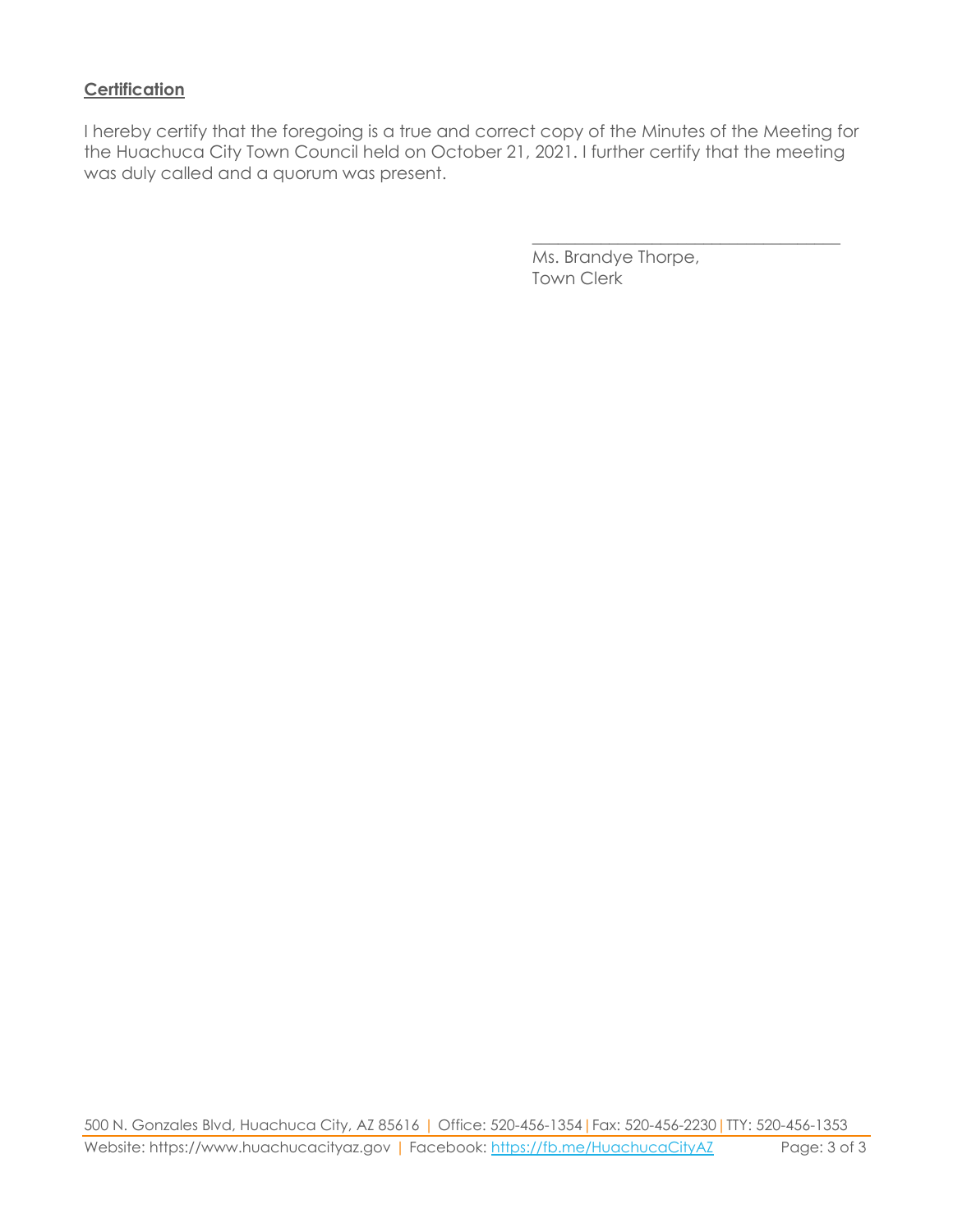**Certification**

I hereby certify that the foregoing is a true and correct copy of the Minutes of the Meeting for the Huachuca City Town Council held on October 21, 2021. I further certify that the meeting was duly called and a quorum was present.

\_\_\_\_\_\_\_\_\_\_\_\_\_\_\_\_\_\_\_\_\_\_\_\_\_\_\_\_\_\_\_\_\_\_\_\_

Ms. Brandye Thorpe,
Town Clerk